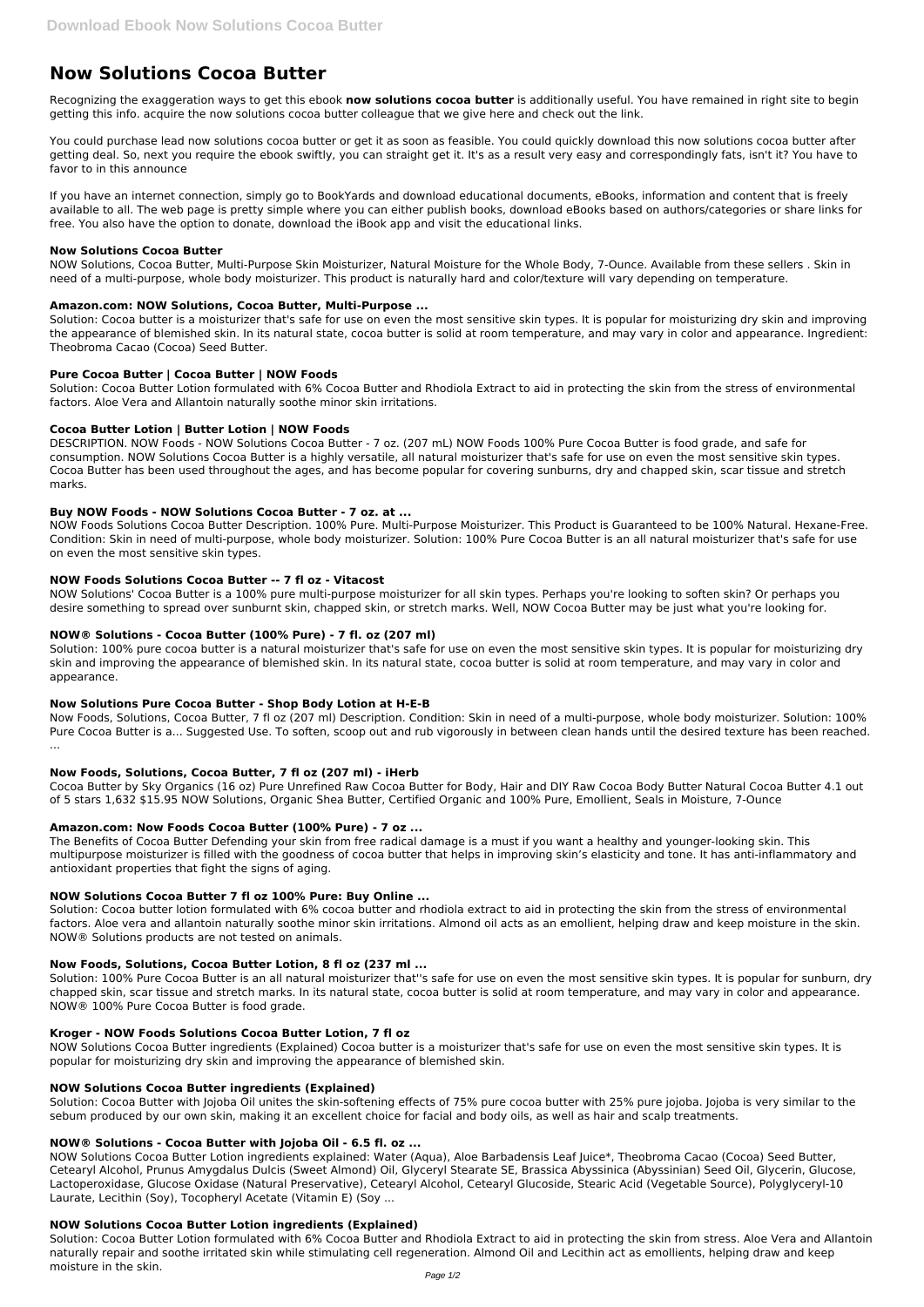# Now Solutions Cocoa Butter

Recognizing the exaggeration ways to get this ebook **now solutions cocoa butter** is additionally useful. You have remained in right site to begin getting this info. acquire the now solutions cocoa butter colleague that we give here and check out the link.

You could purchase lead now solutions cocoa butter or get it as soon as feasible. You could quickly download this now solutions cocoa butter after getting deal. So, next you require the ebook swiftly, you can straight get it. It's as a result very easy and correspondingly fats, isn't it? You have to favor to in this announce

If you have an internet connection, simply go to BookYards and download educational documents, eBooks, information and content that is freely available to all. The web page is pretty simple where you can either publish books, download eBooks based on authors/categories or share links for free. You also have the option to donate, download the iBook app and visit the educational links.

### Now Solutions Cocoa Butter

NOW Solutions, Cocoa Butter, Multi-Purpose Skin Moisturizer, Natural Moisture for the Whole Body, 7-Ounce. Available from these sellers . Skin in need of a multi-purpose, whole body moisturizer. This product is naturally hard and color/texture will vary depending on temperature.

### Amazon.com: NOW Solutions, Cocoa Butter, Multi-Purpose ...

Solution: Cocoa butter is a moisturizer that's safe for use on even the most sensitive skin types. It is popular for moisturizing dry skin and improving the appearance of blemished skin. In its natural state, cocoa butter is solid at room temperature, and may vary in color and appearance. Ingredient: Theobroma Cacao (Cocoa) Seed Butter.

### Pure Cocoa Butter | Cocoa Butter | NOW Foods

Solution: Cocoa Butter Lotion formulated with 6% Cocoa Butter and Rhodiola Extract to aid in protecting the skin from the stress of environmental factors. Aloe Vera and Allantoin naturally soothe minor skin irritations.

### Cocoa Butter Lotion | Butter Lotion | NOW Foods

DESCRIPTION. NOW Foods - NOW Solutions Cocoa Butter - 7 oz. (207 mL) NOW Foods 100% Pure Cocoa Butter is food grade, and safe for consumption. NOW Solutions Cocoa Butter is a highly versatile, all natural moisturizer that's safe for use on even the most sensitive skin types. Cocoa Butter has been used throughout the ages, and has become popular for covering sunburns, dry and chapped skin, scar tissue and stretch marks.

### Buy NOW Foods - NOW Solutions Cocoa Butter - 7 oz. at ...

NOW Foods Solutions Cocoa Butter Description. 100% Pure. Multi-Purpose Moisturizer. This Product is Guaranteed to be 100% Natural. Hexane-Free. Condition: Skin in need of multi-purpose, whole body moisturizer. Solution: 100% Pure Cocoa Butter is an all natural moisturizer that's safe for use on even the most sensitive skin types.

### NOW Foods Solutions Cocoa Butter -- 7 fl oz - Vitacost

NOW Solutions' Cocoa Butter is a 100% pure multi-purpose moisturizer for all skin types. Perhaps you're looking to soften skin? Or perhaps you desire something to spread over sunburnt skin, chapped skin, or stretch marks. Well, NOW Cocoa Butter may be just what you're looking for.

### NOW® Solutions - Cocoa Butter (100% Pure) - 7 fl. oz (207 ml)

Solution: 100% pure cocoa butter is a natural moisturizer that's safe for use on even the most sensitive skin types. It is popular for moisturizing dry skin and improving the appearance of blemished skin. In its natural state, cocoa butter is solid at room temperature, and may vary in color and appearance.

### Now Solutions Pure Cocoa Butter - Shop Body Lotion at H-E-B

Now Foods, Solutions, Cocoa Butter, 7 fl oz (207 ml) Description. Condition: Skin in need of a multi-purpose, whole body moisturizer. Solution: 100% Pure Cocoa Butter is a... Suggested Use. To soften, scoop out and rub vigorously in between clean hands until the desired texture has been reached. ...

### Now Foods, Solutions, Cocoa Butter, 7 fl oz (207 ml) - iHerb

Cocoa Butter by Sky Organics (16 oz) Pure Unrefined Raw Cocoa Butter for Body, Hair and DIY Raw Cocoa Body Butter Natural Cocoa Butter 4.1 out of 5 stars 1,632 $15.95 NOW Solutions, Organic Shea Butter, Certified Organic and 100% Pure, Emollient, Seals in Moisture, 7-Ounce

### Amazon.com: Now Foods Cocoa Butter (100% Pure) - 7 oz ...

The Benefits of Cocoa Butter Defending your skin from free radical damage is a must if you want a healthy and younger-looking skin. This multipurpose moisturizer is filled with the goodness of cocoa butter that helps in improving skin's elasticity and tone. It has anti-inflammatory and antioxidant properties that fight the signs of aging.

### NOW Solutions Cocoa Butter 7 fl oz 100% Pure: Buy Online ...

Solution: Cocoa butter lotion formulated with 6% cocoa butter and rhodiola extract to aid in protecting the skin from the stress of environmental factors. Aloe vera and allantoin naturally soothe minor skin irritations. Almond oil acts as an emollient, helping draw and keep moisture in the skin. NOW® Solutions products are not tested on animals.

### Now Foods, Solutions, Cocoa Butter Lotion, 8 fl oz (237 ml ...

Solution: 100% Pure Cocoa Butter is an all natural moisturizer that''s safe for use on even the most sensitive skin types. It is popular for sunburn, dry chapped skin, scar tissue and stretch marks. In its natural state, cocoa butter is solid at room temperature, and may vary in color and appearance. NOW® 100% Pure Cocoa Butter is food grade.

### Kroger - NOW Foods Solutions Cocoa Butter Lotion, 7 fl oz

NOW Solutions Cocoa Butter ingredients (Explained) Cocoa butter is a moisturizer that's safe for use on even the most sensitive skin types. It is popular for moisturizing dry skin and improving the appearance of blemished skin.

### NOW Solutions Cocoa Butter ingredients (Explained)

Solution: Cocoa Butter with Jojoba Oil unites the skin-softening effects of 75% pure cocoa butter with 25% pure jojoba. Jojoba is very similar to the sebum produced by our own skin, making it an excellent choice for facial and body oils, as well as hair and scalp treatments.

### NOW® Solutions - Cocoa Butter with Jojoba Oil - 6.5 fl. oz ...

NOW Solutions Cocoa Butter Lotion ingredients explained: Water (Aqua), Aloe Barbadensis Leaf Juice*, Theobroma Cacao (Cocoa) Seed Butter, Cetearyl Alcohol, Prunus Amygdalus Dulcis (Sweet Almond) Oil, Glyceryl Stearate SE, Brassica Abyssinica (Abyssinian) Seed Oil, Glycerin, Glucose, Lactoperoxidase, Glucose Oxidase (Natural Preservative), Cetearyl Alcohol, Cetearyl Glucoside, Stearic Acid (Vegetable Source), Polyglyceryl-10 Laurate, Lecithin (Soy), Tocopheryl Acetate (Vitamin E) (Soy ...

### NOW Solutions Cocoa Butter Lotion ingredients (Explained)

Solution: Cocoa Butter Lotion formulated with 6% Cocoa Butter and Rhodiola Extract to aid in protecting the skin from stress. Aloe Vera and Allantoin naturally repair and soothe irritated skin while stimulating cell regeneration. Almond Oil and Lecithin act as emollients, helping draw and keep moisture in the skin.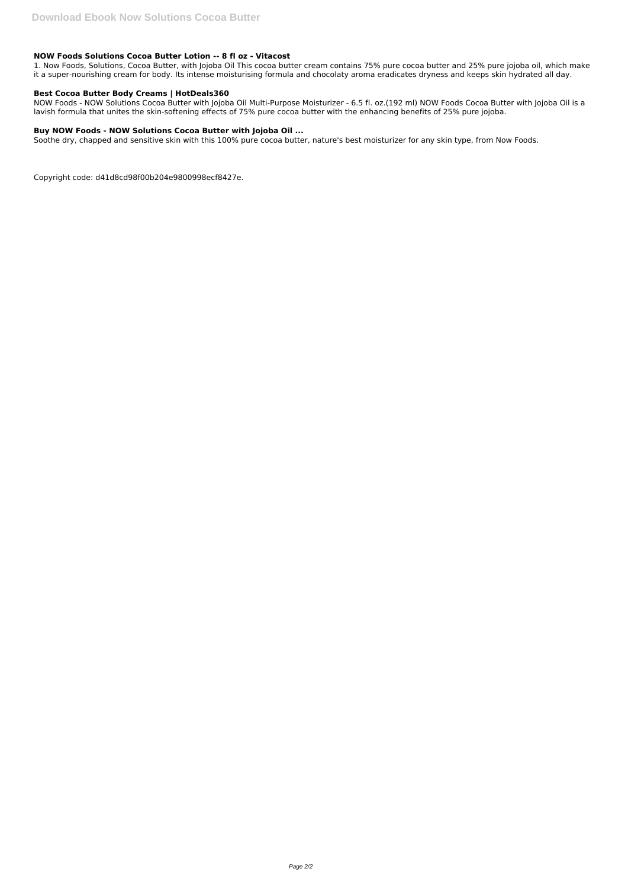### NOW Foods Solutions Cocoa Butter Lotion -- 8 fl oz - Vitacost

1. Now Foods, Solutions, Cocoa Butter, with Jojoba Oil This cocoa butter cream contains 75% pure cocoa butter and 25% pure jojoba oil, which make it a super-nourishing cream for body. Its intense moisturising formula and chocolaty aroma eradicates dryness and keeps skin hydrated all day.

### Best Cocoa Butter Body Creams | HotDeals360

NOW Foods - NOW Solutions Cocoa Butter with Jojoba Oil Multi-Purpose Moisturizer - 6.5 fl. oz.(192 ml) NOW Foods Cocoa Butter with Jojoba Oil is a lavish formula that unites the skin-softening effects of 75% pure cocoa butter with the enhancing benefits of 25% pure jojoba.

### Buy NOW Foods - NOW Solutions Cocoa Butter with Jojoba Oil ...

Soothe dry, chapped and sensitive skin with this 100% pure cocoa butter, nature's best moisturizer for any skin type, from Now Foods.

Copyright code: d41d8cd98f00b204e9800998ecf8427e.